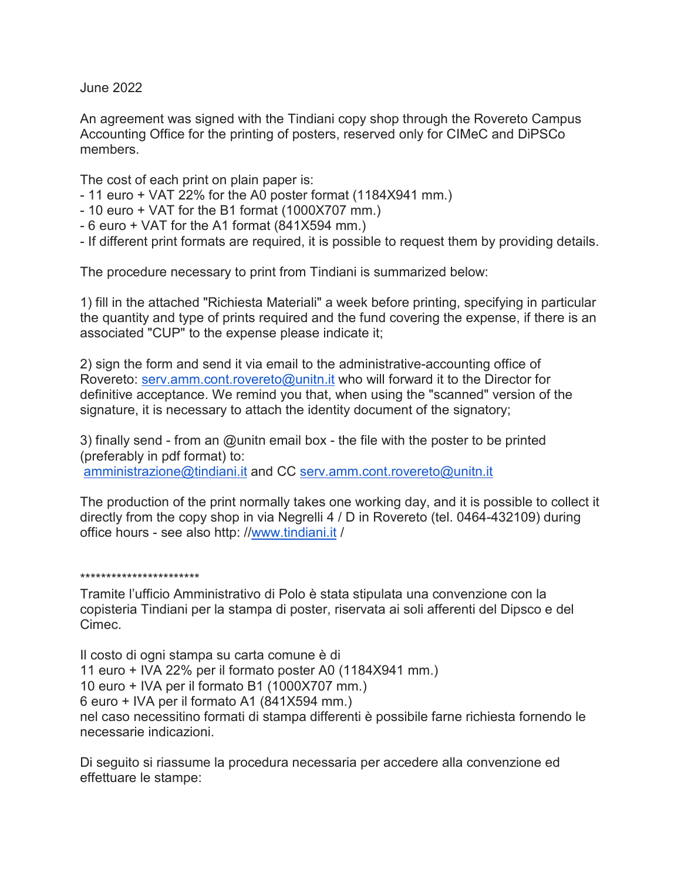June 2022

An agreement was signed with the Tindiani copy shop through the Rovereto Campus Accounting Office for the printing of posters, reserved only for CIMeC and DiPSCo members.

The cost of each print on plain paper is:
- 11 euro + VAT 22% for the A0 poster format (1184X941 mm.)
- 10 euro + VAT for the B1 format (1000X707 mm.)
- 6 euro + VAT for the A1 format (841X594 mm.)
- If different print formats are required, it is possible to request them by providing details.

The procedure necessary to print from Tindiani is summarized below:

1) fill in the attached "Richiesta Materiali" a week before printing, specifying in particular the quantity and type of prints required and the fund covering the expense, if there is an associated "CUP" to the expense please indicate it;

2) sign the form and send it via email to the administrative-accounting office of Rovereto: serv.amm.cont.rovereto@unitn.it who will forward it to the Director for definitive acceptance. We remind you that, when using the "scanned" version of the signature, it is necessary to attach the identity document of the signatory;

3) finally send - from an @unitn email box - the file with the poster to be printed (preferably in pdf format) to:
amministrazione@tindiani.it and CC serv.amm.cont.rovereto@unitn.it

The production of the print normally takes one working day, and it is possible to collect it directly from the copy shop in via Negrelli 4 / D in Rovereto (tel. 0464-432109) during office hours - see also http: //www.tindiani.it /

***********************

Tramite l'ufficio Amministrativo di Polo è stata stipulata una convenzione con la copisteria Tindiani per la stampa di poster, riservata ai soli afferenti del Dipsco e del Cimec.

Il costo di ogni stampa su carta comune è di
11 euro + IVA 22% per il formato poster A0 (1184X941 mm.)
10 euro + IVA per il formato B1 (1000X707 mm.)
6 euro + IVA per il formato A1 (841X594 mm.)
nel caso necessitino formati di stampa differenti è possibile farne richiesta fornendo le necessarie indicazioni.

Di seguito si riassume la procedura necessaria per accedere alla convenzione ed effettuare le stampe: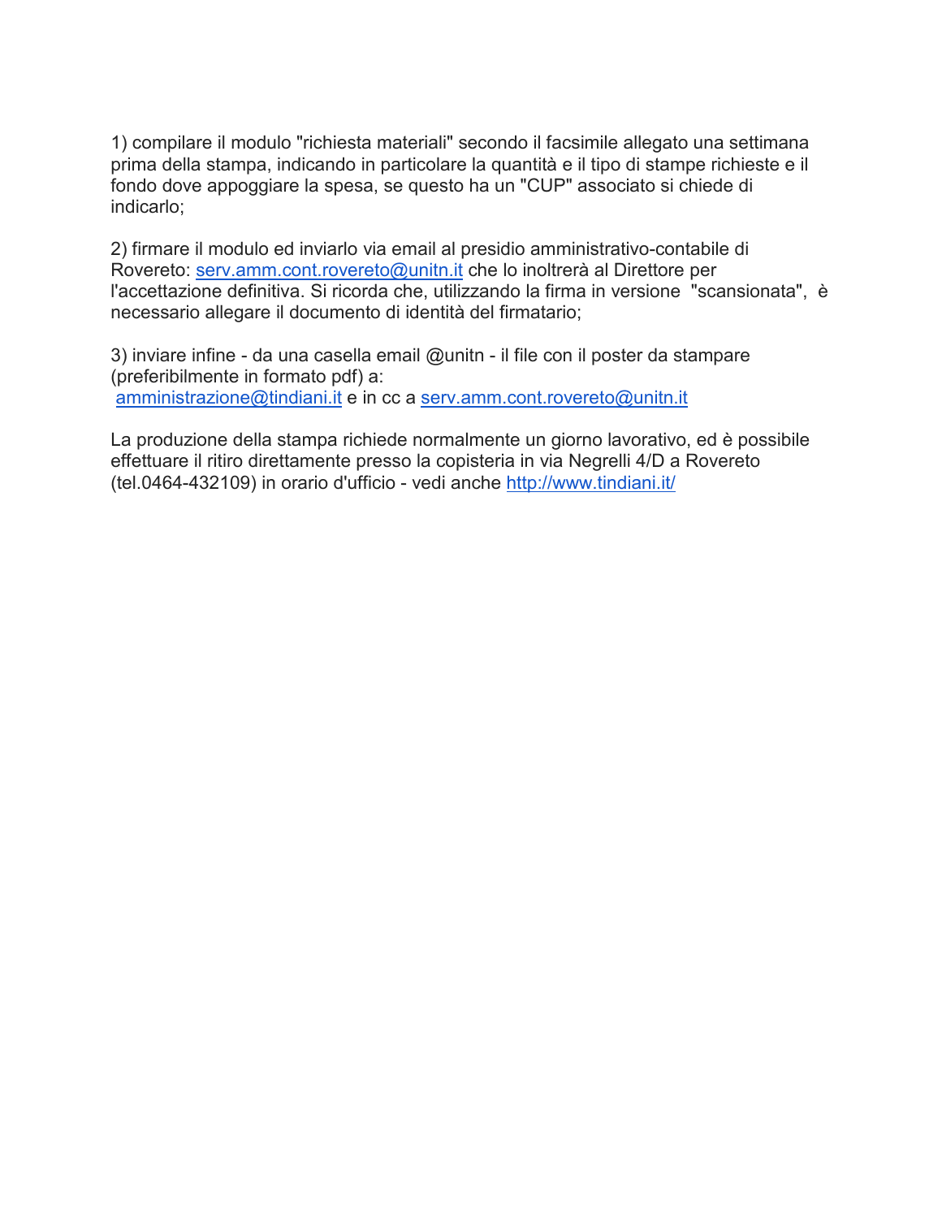1) compilare il modulo "richiesta materiali" secondo il facsimile allegato una settimana prima della stampa, indicando in particolare la quantità e il tipo di stampe richieste e il fondo dove appoggiare la spesa, se questo ha un "CUP" associato si chiede di indicarlo;

2) firmare il modulo ed inviarlo via email al presidio amministrativo-contabile di Rovereto: serv.amm.cont.rovereto@unitn.it che lo inoltrerà al Direttore per l'accettazione definitiva. Si ricorda che, utilizzando la firma in versione "scansionata", è necessario allegare il documento di identità del firmatario;

3) inviare infine - da una casella email @unitn - il file con il poster da stampare (preferibilmente in formato pdf) a:
amministrazione@tindiani.it e in cc a serv.amm.cont.rovereto@unitn.it

La produzione della stampa richiede normalmente un giorno lavorativo, ed è possibile effettuare il ritiro direttamente presso la copisteria in via Negrelli 4/D a Rovereto (tel.0464-432109) in orario d'ufficio - vedi anche http://www.tindiani.it/